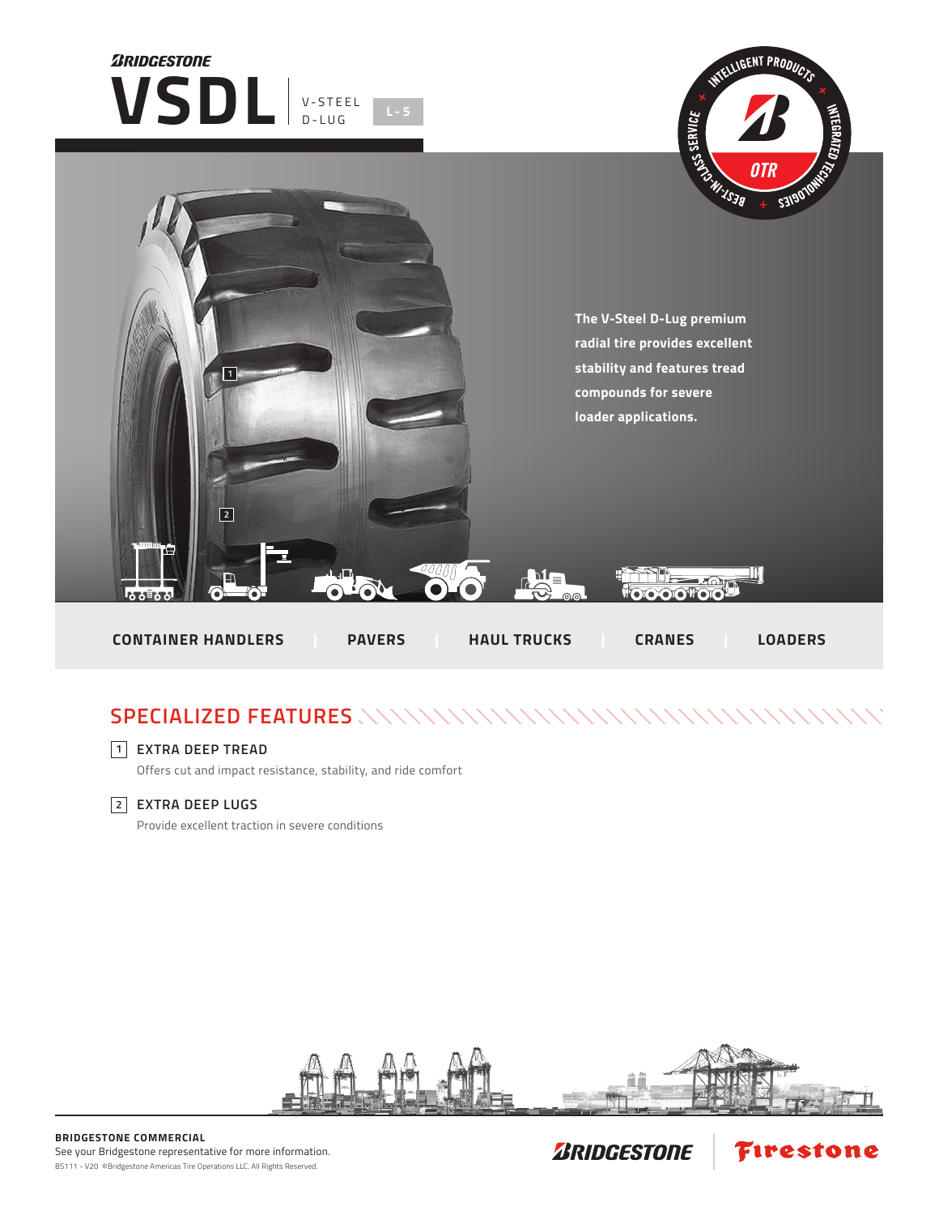BRIDGESTONE

# VSDL

V-STEEL D-LUG

L-5

INTELLIGENT PRODUCTS × INTEGRATED TECHNOLOGIES + BEST-IN-CLASS SERVICE

OTR

**The V-Steel D-Lug premium radial tire provides excellent stability and features tread compounds for severe loader applications.**

CONTAINER HANDLERS | PAVERS | HAUL TRUCKS | CRANES | LOADERS

## SPECIALIZED FEATURES

1 EXTRA DEEP TREAD

Offers cut and impact resistance, stability, and ride comfort

2 EXTRA DEEP LUGS

Provide excellent traction in severe conditions

**BRIDGESTONE COMMERCIAL**

See your Bridgestone representative for more information.

BS111 - V20 ©Bridgestone Americas Tire Operations LLC. All Rights Reserved.

BRIDGESTONE | Firestone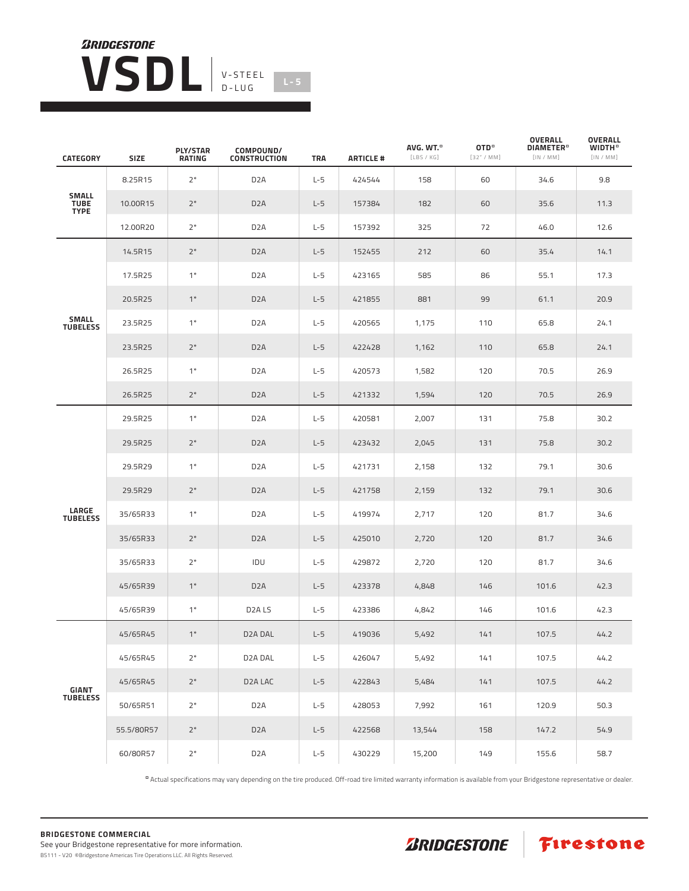BRIDGESTONE

# VSDL

V-STEEL D-LUG

L-5

| CATEGORY | SIZE | PLY/STAR RATING | COMPOUND/ CONSTRUCTION | TRA | ARTICLE # | AVG. WT.▫ [LBS / KG] | OTD▫ [32" / MM] | OVERALL DIAMETER▫ [IN / MM] | OVERALL WIDTH▫ [IN / MM] |
|---|---|---|---|---|---|---|---|---|---|
| SMALL TUBE TYPE | 8.25R15 | 2* | D2A | L-5 | 424544 | 158 | 60 | 34.6 | 9.8 |
| | 10.00R15 | 2* | D2A | L-5 | 157384 | 182 | 60 | 35.6 | 11.3 |
| | 12.00R20 | 2* | D2A | L-5 | 157392 | 325 | 72 | 46.0 | 12.6 |
| SMALL TUBELESS | 14.5R15 | 2* | D2A | L-5 | 152455 | 212 | 60 | 35.4 | 14.1 |
| | 17.5R25 | 1* | D2A | L-5 | 423165 | 585 | 86 | 55.1 | 17.3 |
| | 20.5R25 | 1* | D2A | L-5 | 421855 | 881 | 99 | 61.1 | 20.9 |
| | 23.5R25 | 1* | D2A | L-5 | 420565 | 1,175 | 110 | 65.8 | 24.1 |
| | 23.5R25 | 2* | D2A | L-5 | 422428 | 1,162 | 110 | 65.8 | 24.1 |
| | 26.5R25 | 1* | D2A | L-5 | 420573 | 1,582 | 120 | 70.5 | 26.9 |
| | 26.5R25 | 2* | D2A | L-5 | 421332 | 1,594 | 120 | 70.5 | 26.9 |
| LARGE TUBELESS | 29.5R25 | 1* | D2A | L-5 | 420581 | 2,007 | 131 | 75.8 | 30.2 |
| | 29.5R25 | 2* | D2A | L-5 | 423432 | 2,045 | 131 | 75.8 | 30.2 |
| | 29.5R29 | 1* | D2A | L-5 | 421731 | 2,158 | 132 | 79.1 | 30.6 |
| | 29.5R29 | 2* | D2A | L-5 | 421758 | 2,159 | 132 | 79.1 | 30.6 |
| | 35/65R33 | 1* | D2A | L-5 | 419974 | 2,717 | 120 | 81.7 | 34.6 |
| | 35/65R33 | 2* | D2A | L-5 | 425010 | 2,720 | 120 | 81.7 | 34.6 |
| | 35/65R33 | 2* | IDU | L-5 | 429872 | 2,720 | 120 | 81.7 | 34.6 |
| | 45/65R39 | 1* | D2A | L-5 | 423378 | 4,848 | 146 | 101.6 | 42.3 |
| | 45/65R39 | 1* | D2A LS | L-5 | 423386 | 4,842 | 146 | 101.6 | 42.3 |
| GIANT TUBELESS | 45/65R45 | 1* | D2A DAL | L-5 | 419036 | 5,492 | 141 | 107.5 | 44.2 |
| | 45/65R45 | 2* | D2A DAL | L-5 | 426047 | 5,492 | 141 | 107.5 | 44.2 |
| | 45/65R45 | 2* | D2A LAC | L-5 | 422843 | 5,484 | 141 | 107.5 | 44.2 |
| | 50/65R51 | 2* | D2A | L-5 | 428053 | 7,992 | 161 | 120.9 | 50.3 |
| | 55.5/80R57 | 2* | D2A | L-5 | 422568 | 13,544 | 158 | 147.2 | 54.9 |
| | 60/80R57 | 2* | D2A | L-5 | 430229 | 15,200 | 149 | 155.6 | 58.7 |

▫ Actual specifications may vary depending on the tire produced. Off-road tire limited warranty information is available from your Bridgestone representative or dealer.

**BRIDGESTONE COMMERCIAL**
See your Bridgestone representative for more information.
BS111 - V20 ©Bridgestone Americas Tire Operations LLC. All Rights Reserved.

BRIDGESTONE | Firestone